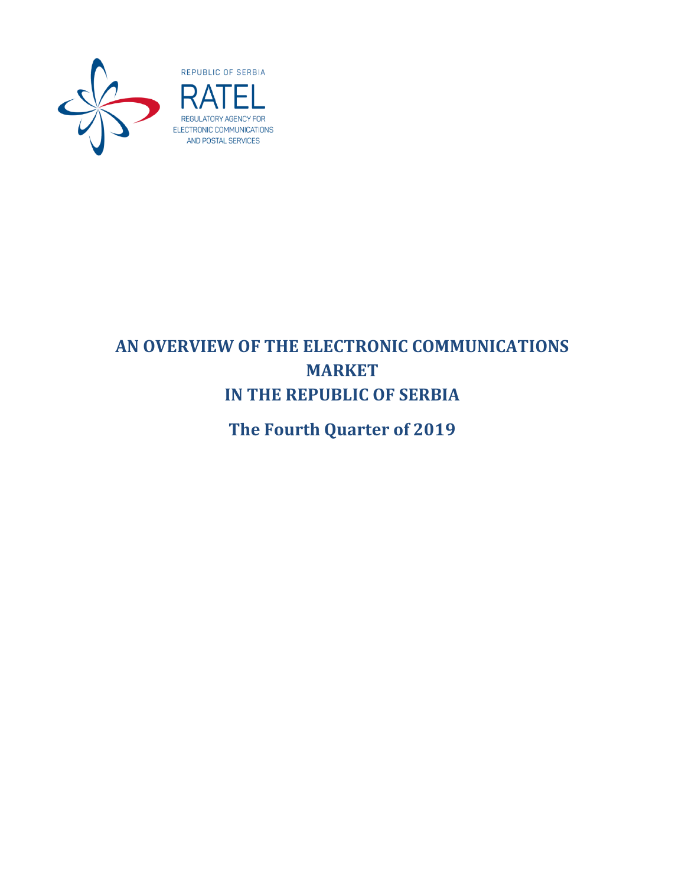REPUBLIC OF SERBIA

RATEL

REGULATORY AGENCY FOR ELECTRONIC COMMUNICATIONS AND POSTAL SERVICES

# AN OVERVIEW OF THE ELECTRONIC COMMUNICATIONS MARKET IN THE REPUBLIC OF SERBIA

## The Fourth Quarter of 2019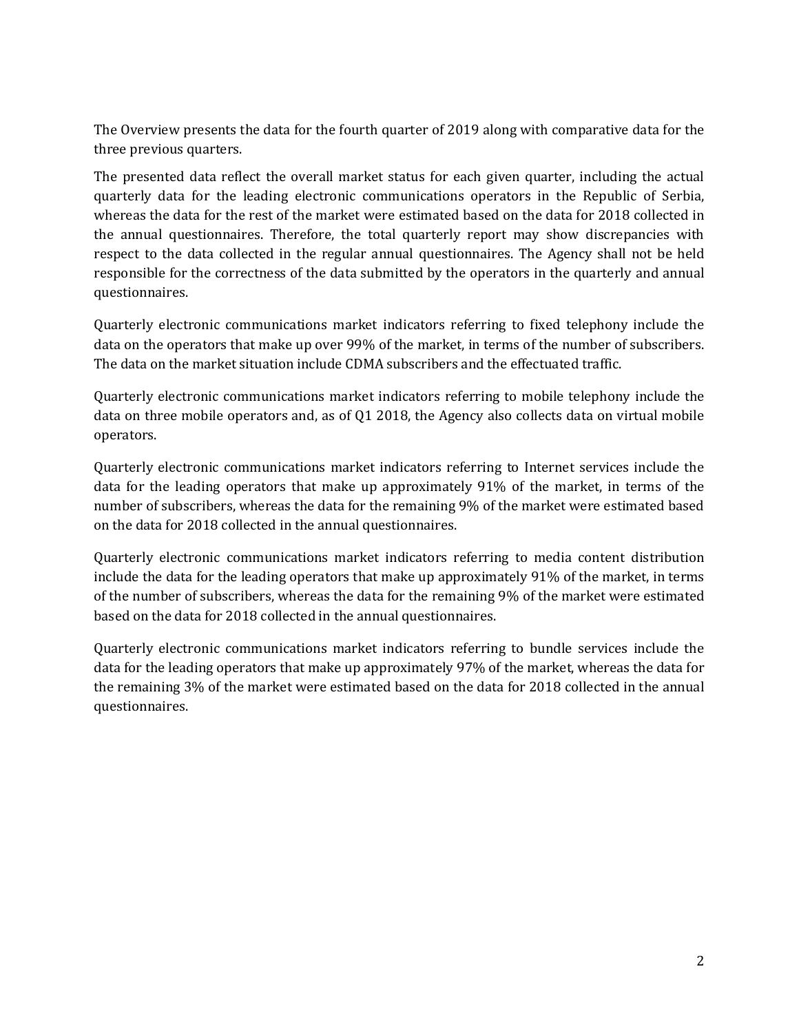The Overview presents the data for the fourth quarter of 2019 along with comparative data for the three previous quarters.

The presented data reflect the overall market status for each given quarter, including the actual quarterly data for the leading electronic communications operators in the Republic of Serbia, whereas the data for the rest of the market were estimated based on the data for 2018 collected in the annual questionnaires. Therefore, the total quarterly report may show discrepancies with respect to the data collected in the regular annual questionnaires. The Agency shall not be held responsible for the correctness of the data submitted by the operators in the quarterly and annual questionnaires.

Quarterly electronic communications market indicators referring to fixed telephony include the data on the operators that make up over 99% of the market, in terms of the number of subscribers. The data on the market situation include CDMA subscribers and the effectuated traffic.

Quarterly electronic communications market indicators referring to mobile telephony include the data on three mobile operators and, as of Q1 2018, the Agency also collects data on virtual mobile operators.

Quarterly electronic communications market indicators referring to Internet services include the data for the leading operators that make up approximately 91% of the market, in terms of the number of subscribers, whereas the data for the remaining 9% of the market were estimated based on the data for 2018 collected in the annual questionnaires.

Quarterly electronic communications market indicators referring to media content distribution include the data for the leading operators that make up approximately 91% of the market, in terms of the number of subscribers, whereas the data for the remaining 9% of the market were estimated based on the data for 2018 collected in the annual questionnaires.

Quarterly electronic communications market indicators referring to bundle services include the data for the leading operators that make up approximately 97% of the market, whereas the data for the remaining 3% of the market were estimated based on the data for 2018 collected in the annual questionnaires.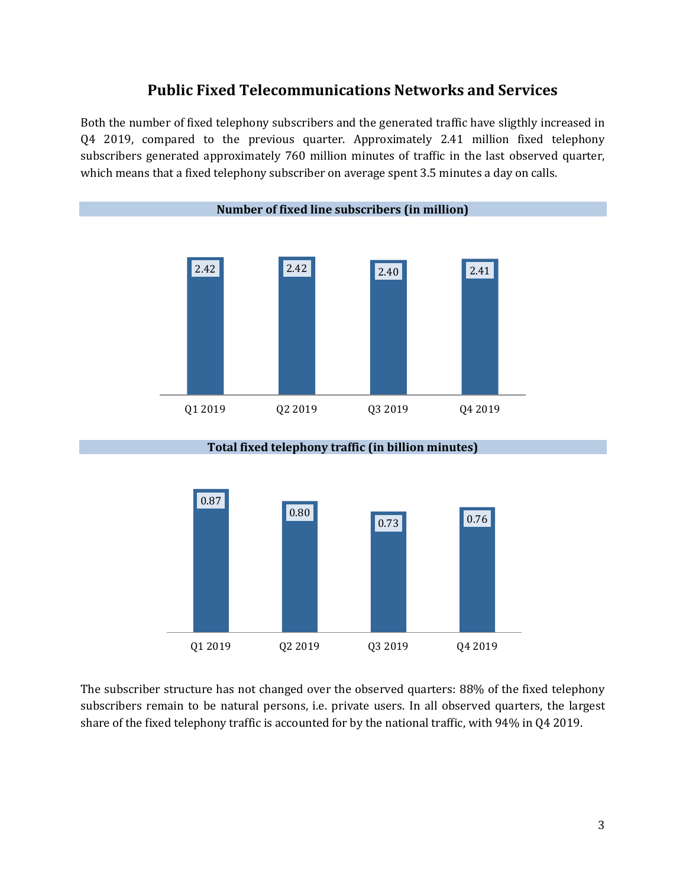## Public Fixed Telecommunications Networks and Services

Both the number of fixed telephony subscribers and the generated traffic have sligthly increased in Q4 2019, compared to the previous quarter. Approximately 2.41 million fixed telephony subscribers generated approximately 760 million minutes of traffic in the last observed quarter, which means that a fixed telephony subscriber on average spent 3.5 minutes a day on calls.

**Number of fixed line subscribers (in million)**

| Q1 2019 | Q2 2019 | Q3 2019 | Q4 2019 |
|---|---|---|---|
| 2.42 | 2.42 | 2.40 | 2.41 |

**Total fixed telephony traffic (in billion minutes)**

| Q1 2019 | Q2 2019 | Q3 2019 | Q4 2019 |
|---|---|---|---|
| 0.87 | 0.80 | 0.73 | 0.76 |

The subscriber structure has not changed over the observed quarters: 88% of the fixed telephony subscribers remain to be natural persons, i.e. private users. In all observed quarters, the largest share of the fixed telephony traffic is accounted for by the national traffic, with 94% in Q4 2019.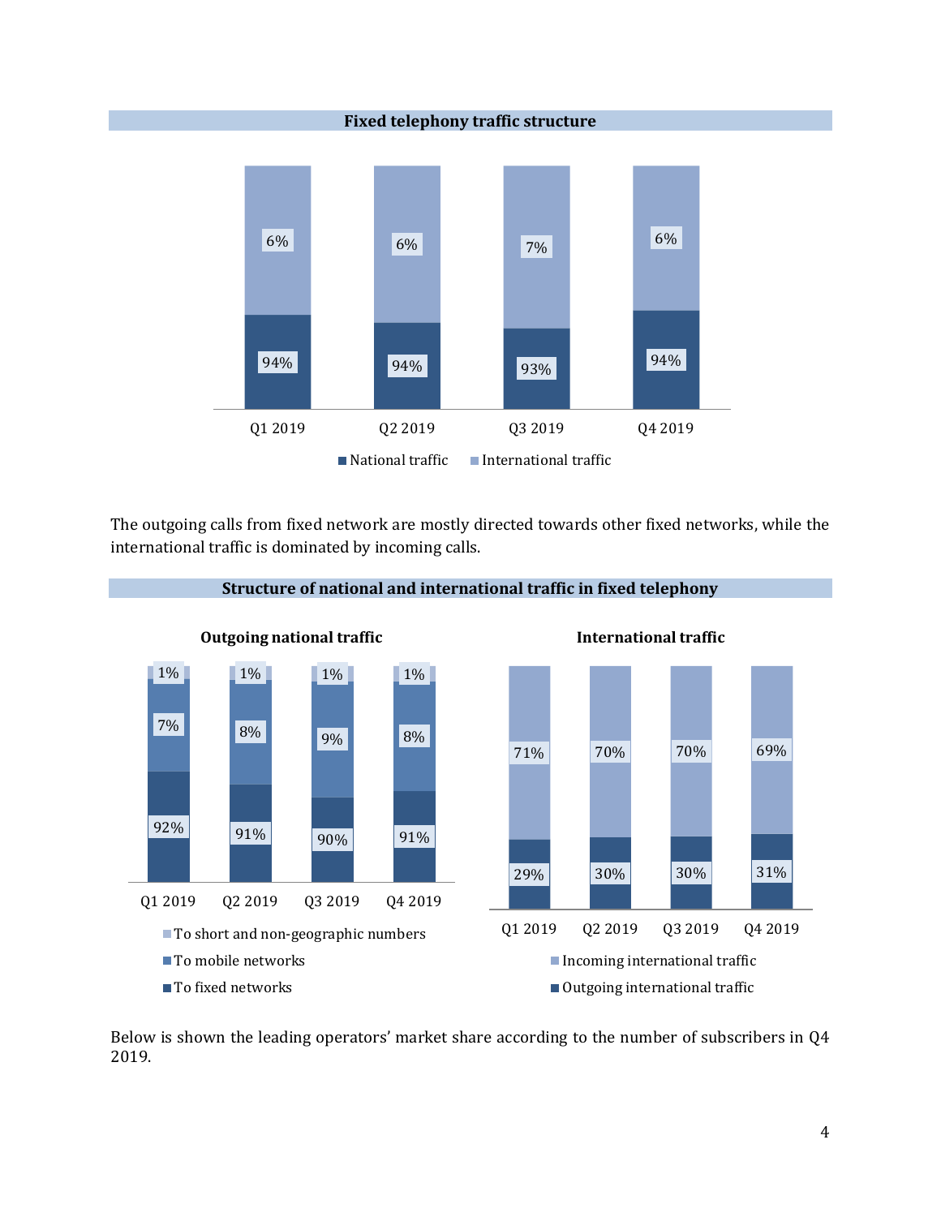**Fixed telephony traffic structure**

| | Q1 2019 | Q2 2019 | Q3 2019 | Q4 2019 |
|---|---|---|---|---|
| National traffic | 94% | 94% | 93% | 94% |
| International traffic | 6% | 6% | 7% | 6% |

The outgoing calls from fixed network are mostly directed towards other fixed networks, while the international traffic is dominated by incoming calls.

**Structure of national and international traffic in fixed telephony**

**Outgoing national traffic**

| | Q1 2019 | Q2 2019 | Q3 2019 | Q4 2019 |
|---|---|---|---|---|
| To short and non-geographic numbers | 1% | 1% | 1% | 1% |
| To mobile networks | 7% | 8% | 9% | 8% |
| To fixed networks | 92% | 91% | 90% | 91% |

**International traffic**

| | Q1 2019 | Q2 2019 | Q3 2019 | Q4 2019 |
|---|---|---|---|---|
| Incoming international traffic | 71% | 70% | 70% | 69% |
| Outgoing international traffic | 29% | 30% | 30% | 31% |

Below is shown the leading operators' market share according to the number of subscribers in Q4 2019.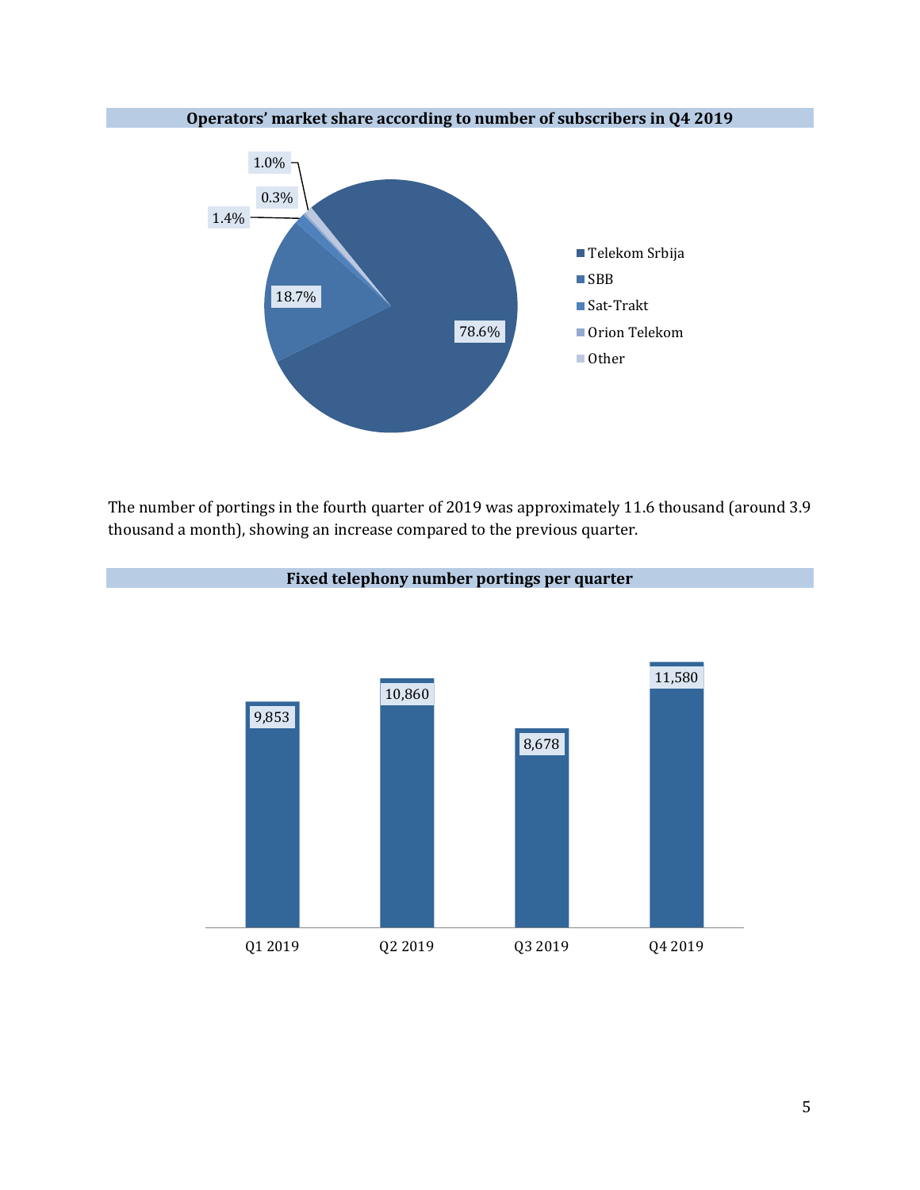**Operators' market share according to number of subscribers in Q4 2019**

| Operator | Market share |
|---|---|
| Telekom Srbija | 78.6% |
| SBB | 18.7% |
| Sat-Trakt | 1.4% |
| Orion Telekom | 0.3% |
| Other | 1.0% |

The number of portings in the fourth quarter of 2019 was approximately 11.6 thousand (around 3.9 thousand a month), showing an increase compared to the previous quarter.

**Fixed telephony number portings per quarter**

| Quarter | Portings |
|---|---|
| Q1 2019 | 9,853 |
| Q2 2019 | 10,860 |
| Q3 2019 | 8,678 |
| Q4 2019 | 11,580 |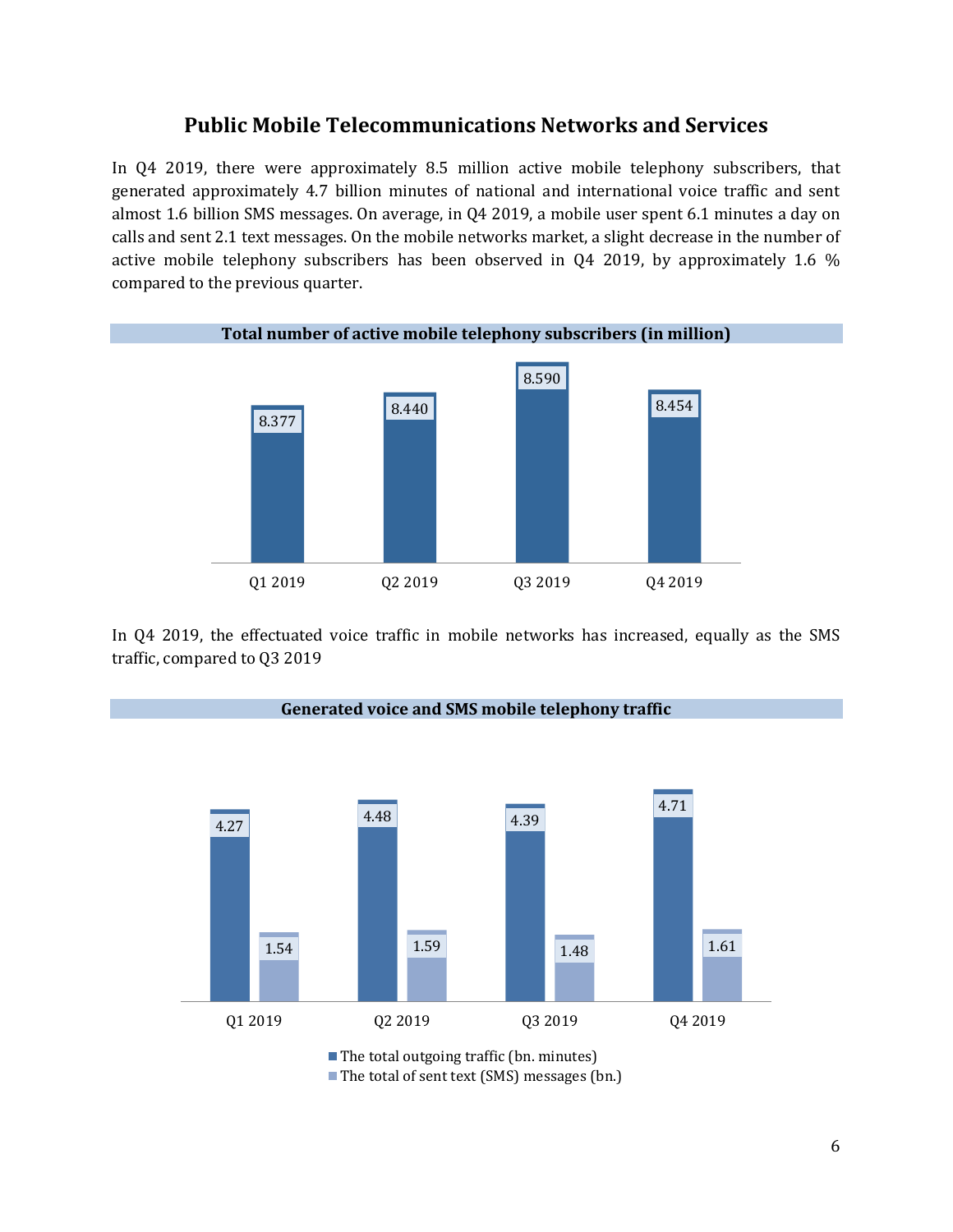# Public Mobile Telecommunications Networks and Services

In Q4 2019, there were approximately 8.5 million active mobile telephony subscribers, that generated approximately 4.7 billion minutes of national and international voice traffic and sent almost 1.6 billion SMS messages. On average, in Q4 2019, a mobile user spent 6.1 minutes a day on calls and sent 2.1 text messages. On the mobile networks market, a slight decrease in the number of active mobile telephony subscribers has been observed in Q4 2019, by approximately 1.6 % compared to the previous quarter.

**Total number of active mobile telephony subscribers (in million)**

| Q1 2019 | Q2 2019 | Q3 2019 | Q4 2019 |
|---|---|---|---|
| 8.377 | 8.440 | 8.590 | 8.454 |

In Q4 2019, the effectuated voice traffic in mobile networks has increased, equally as the SMS traffic, compared to Q3 2019

**Generated voice and SMS mobile telephony traffic**

| | Q1 2019 | Q2 2019 | Q3 2019 | Q4 2019 |
|---|---|---|---|---|
| The total outgoing traffic (bn. minutes) | 4.27 | 4.48 | 4.39 | 4.71 |
| The total of sent text (SMS) messages (bn.) | 1.54 | 1.59 | 1.48 | 1.61 |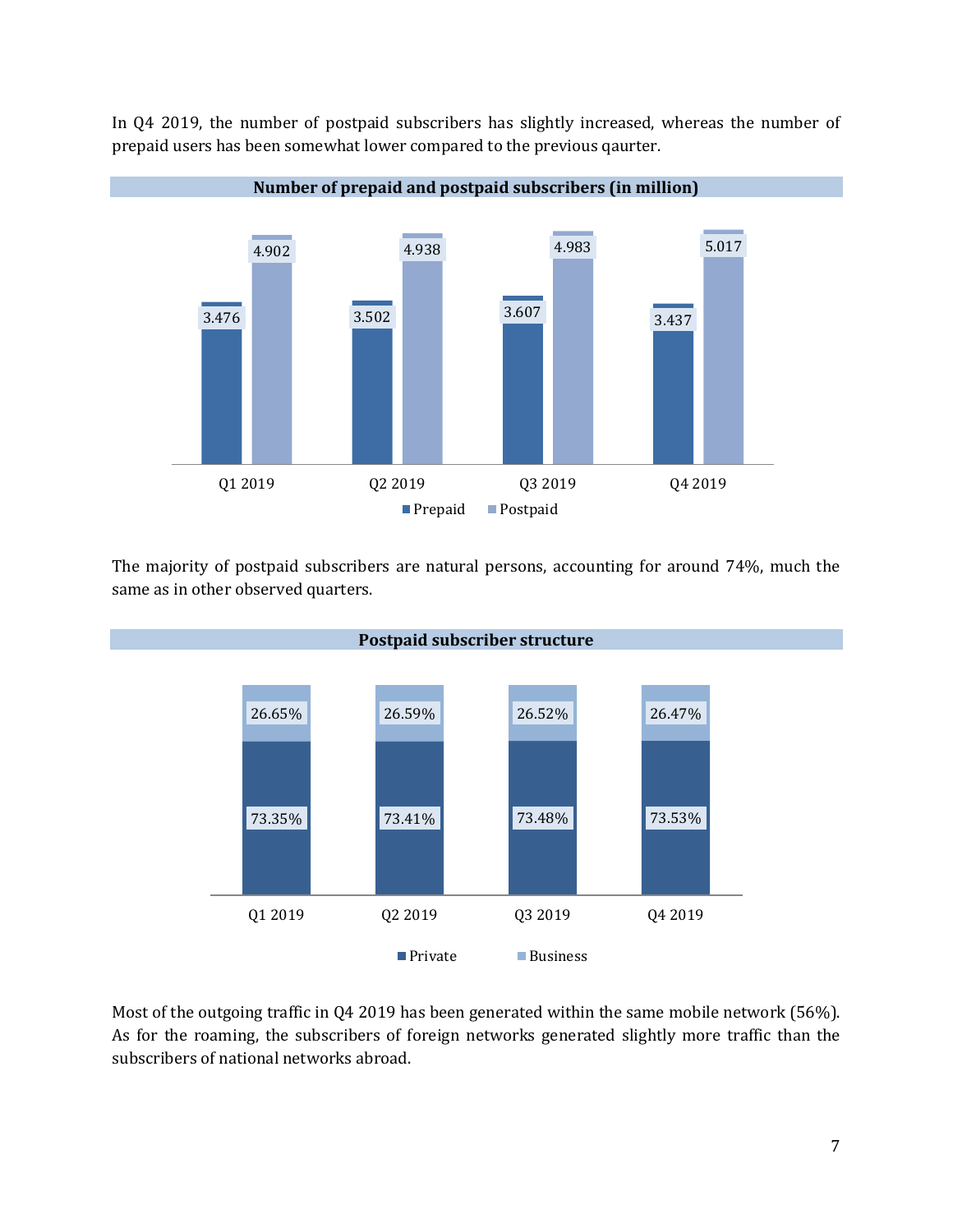In Q4 2019, the number of postpaid subscribers has slightly increased, whereas the number of prepaid users has been somewhat lower compared to the previous qaurter.

**Number of prepaid and postpaid subscribers (in million)**

| | Q1 2019 | Q2 2019 | Q3 2019 | Q4 2019 |
|---|---|---|---|---|
| Prepaid | 3.476 | 3.502 | 3.607 | 3.437 |
| Postpaid | 4.902 | 4.938 | 4.983 | 5.017 |

The majority of postpaid subscribers are natural persons, accounting for around 74%, much the same as in other observed quarters.

**Postpaid subscriber structure**

| | Q1 2019 | Q2 2019 | Q3 2019 | Q4 2019 |
|---|---|---|---|---|
| Private | 73.35% | 73.41% | 73.48% | 73.53% |
| Business | 26.65% | 26.59% | 26.52% | 26.47% |

Most of the outgoing traffic in Q4 2019 has been generated within the same mobile network (56%). As for the roaming, the subscribers of foreign networks generated slightly more traffic than the subscribers of national networks abroad.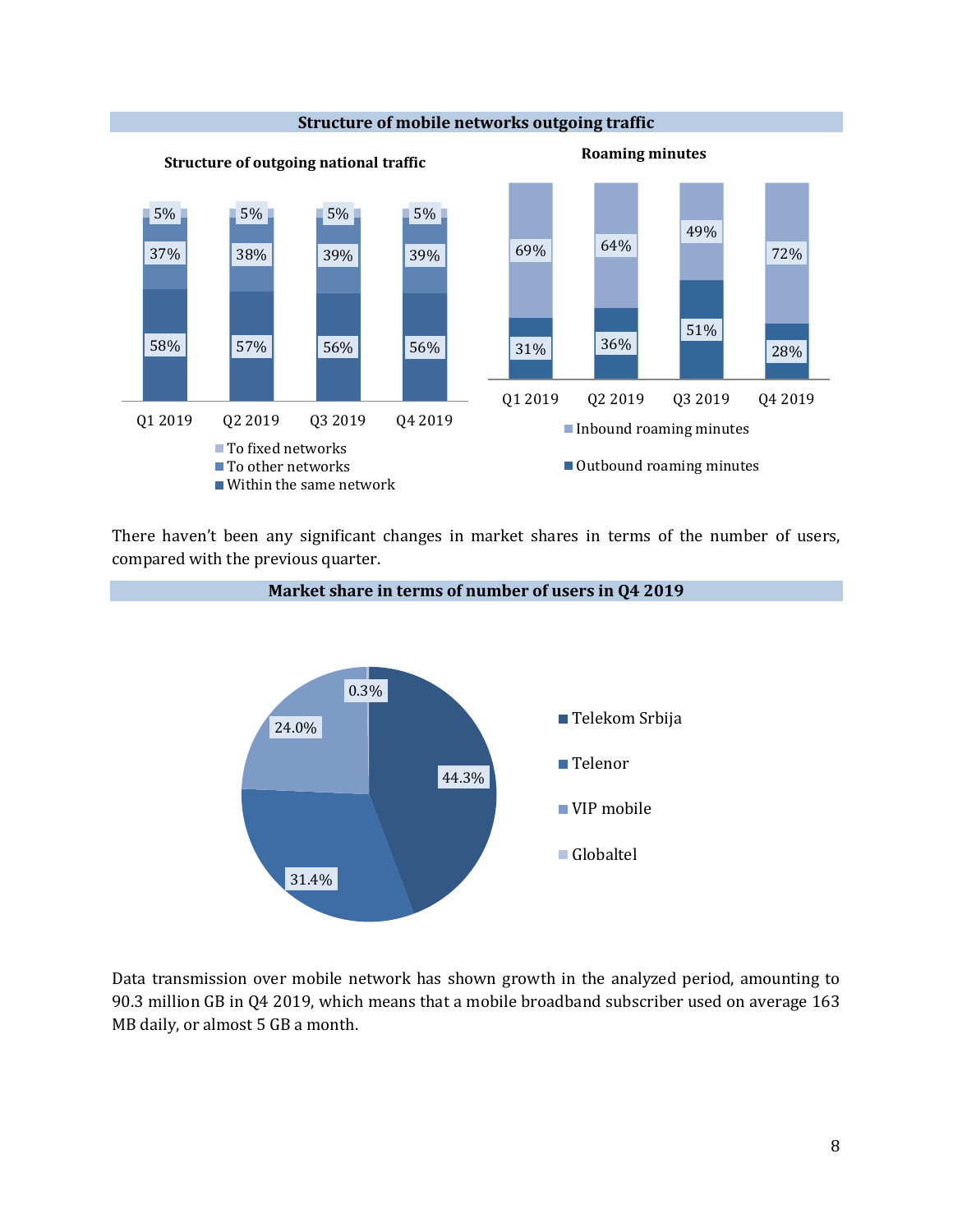**Structure of mobile networks outgoing traffic**

**Structure of outgoing national traffic**

| | Q1 2019 | Q2 2019 | Q3 2019 | Q4 2019 |
|---|---|---|---|---|
| To fixed networks | 5% | 5% | 5% | 5% |
| To other networks | 37% | 38% | 39% | 39% |
| Within the same network | 58% | 57% | 56% | 56% |

**Roaming minutes**

| | Q1 2019 | Q2 2019 | Q3 2019 | Q4 2019 |
|---|---|---|---|---|
| Inbound roaming minutes | 69% | 64% | 49% | 72% |
| Outbound roaming minutes | 31% | 36% | 51% | 28% |

There haven't been any significant changes in market shares in terms of the number of users, compared with the previous quarter.

**Market share in terms of number of users in Q4 2019**

| Operator | Share |
|---|---|
| Telekom Srbija | 44.3% |
| Telenor | 31.4% |
| VIP mobile | 24.0% |
| Globaltel | 0.3% |

Data transmission over mobile network has shown growth in the analyzed period, amounting to 90.3 million GB in Q4 2019, which means that a mobile broadband subscriber used on average 163 MB daily, or almost 5 GB a month.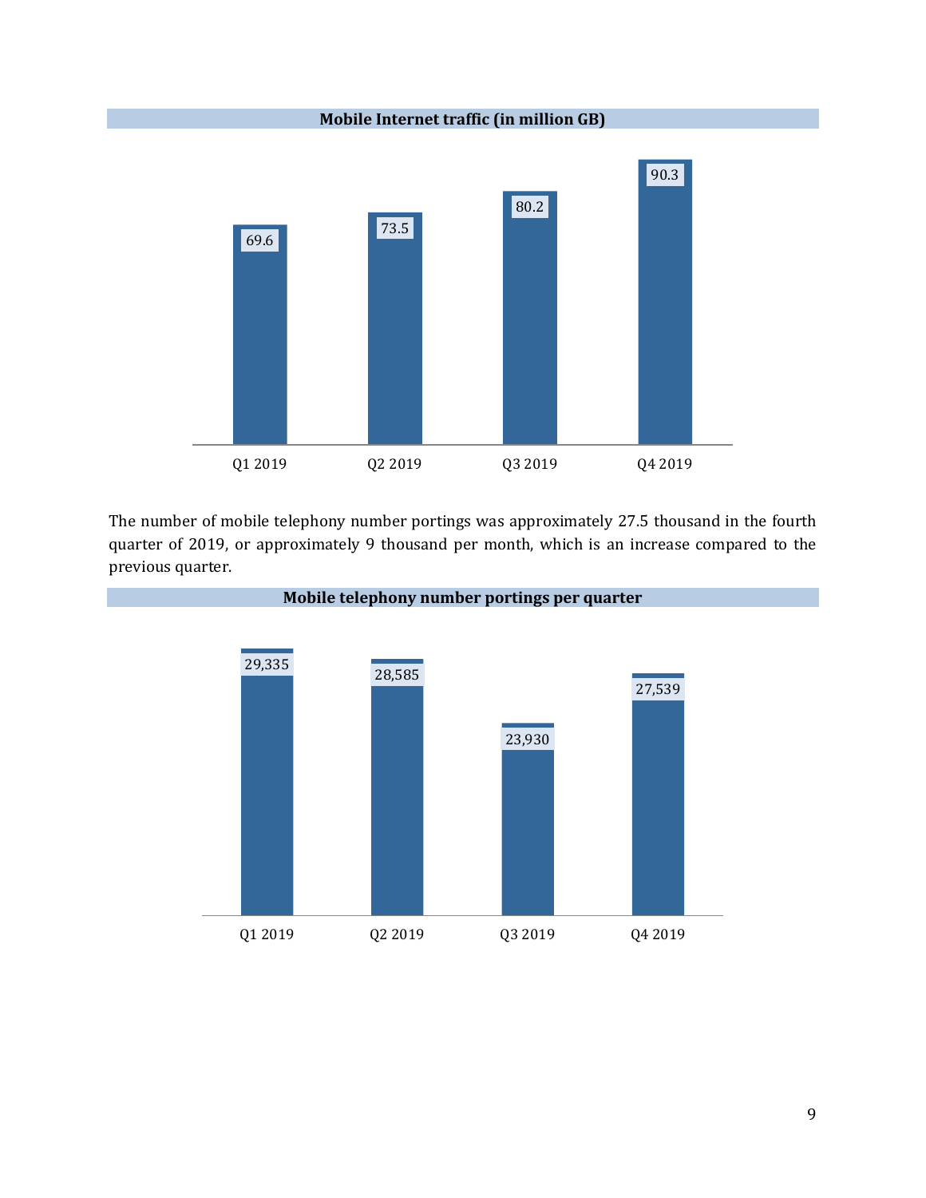**Mobile Internet traffic (in million GB)**

| Q1 2019 | Q2 2019 | Q3 2019 | Q4 2019 |
|---|---|---|---|
| 69.6 | 73.5 | 80.2 | 90.3 |

The number of mobile telephony number portings was approximately 27.5 thousand in the fourth quarter of 2019, or approximately 9 thousand per month, which is an increase compared to the previous quarter.

**Mobile telephony number portings per quarter**

| Q1 2019 | Q2 2019 | Q3 2019 | Q4 2019 |
|---|---|---|---|
| 29,335 | 28,585 | 23,930 | 27,539 |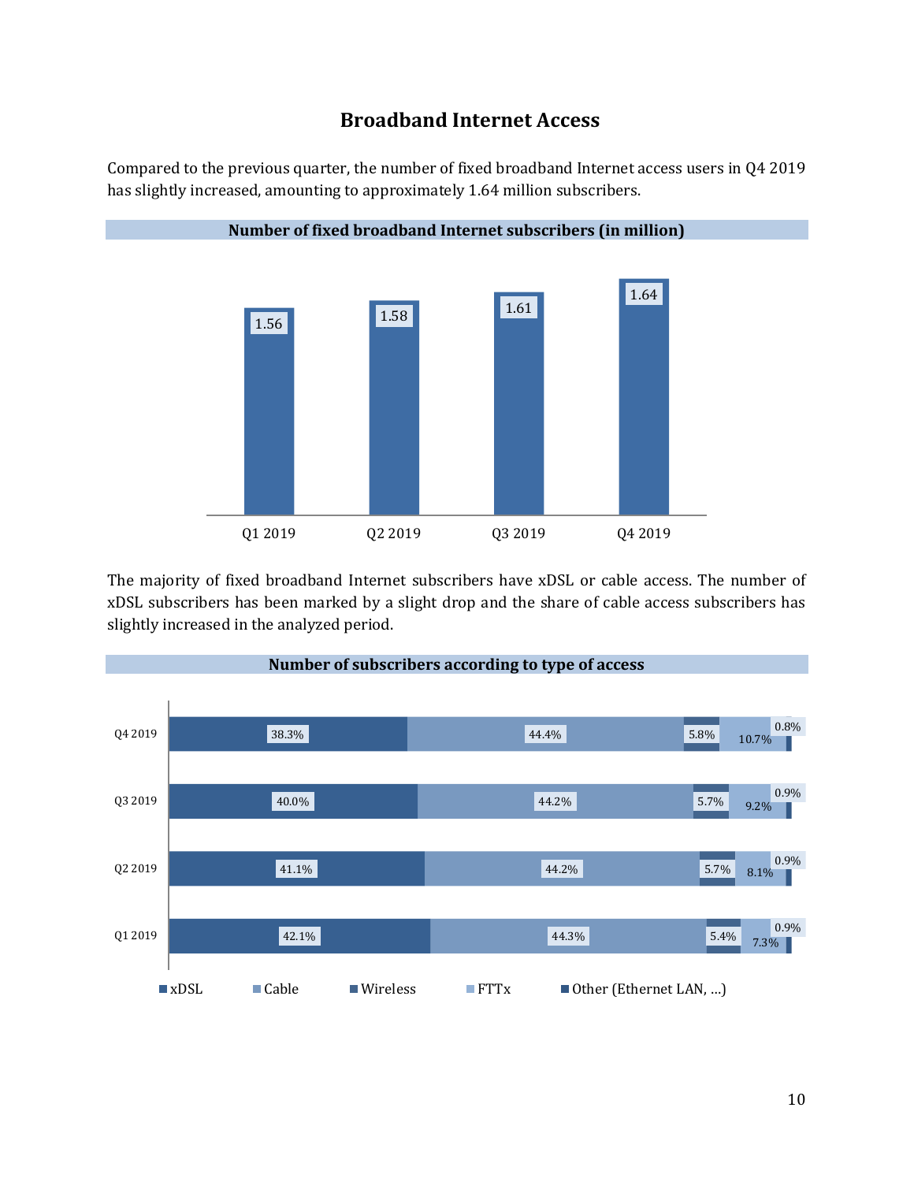# Broadband Internet Access

Compared to the previous quarter, the number of fixed broadband Internet access users in Q4 2019 has slightly increased, amounting to approximately 1.64 million subscribers.

**Number of fixed broadband Internet subscribers (in million)**

| Q1 2019 | Q2 2019 | Q3 2019 | Q4 2019 |
|---|---|---|---|
| 1.56 | 1.58 | 1.61 | 1.64 |

The majority of fixed broadband Internet subscribers have xDSL or cable access. The number of xDSL subscribers has been marked by a slight drop and the share of cable access subscribers has slightly increased in the analyzed period.

**Number of subscribers according to type of access**

| | xDSL | Cable | Wireless | FTTx | Other (Ethernet LAN, ...) |
|---|---|---|---|---|---|
| Q4 2019 | 38.3% | 44.4% | 5.8% | 10.7% | 0.8% |
| Q3 2019 | 40.0% | 44.2% | 5.7% | 9.2% | 0.9% |
| Q2 2019 | 41.1% | 44.2% | 5.7% | 8.1% | 0.9% |
| Q1 2019 | 42.1% | 44.3% | 5.4% | 7.3% | 0.9% |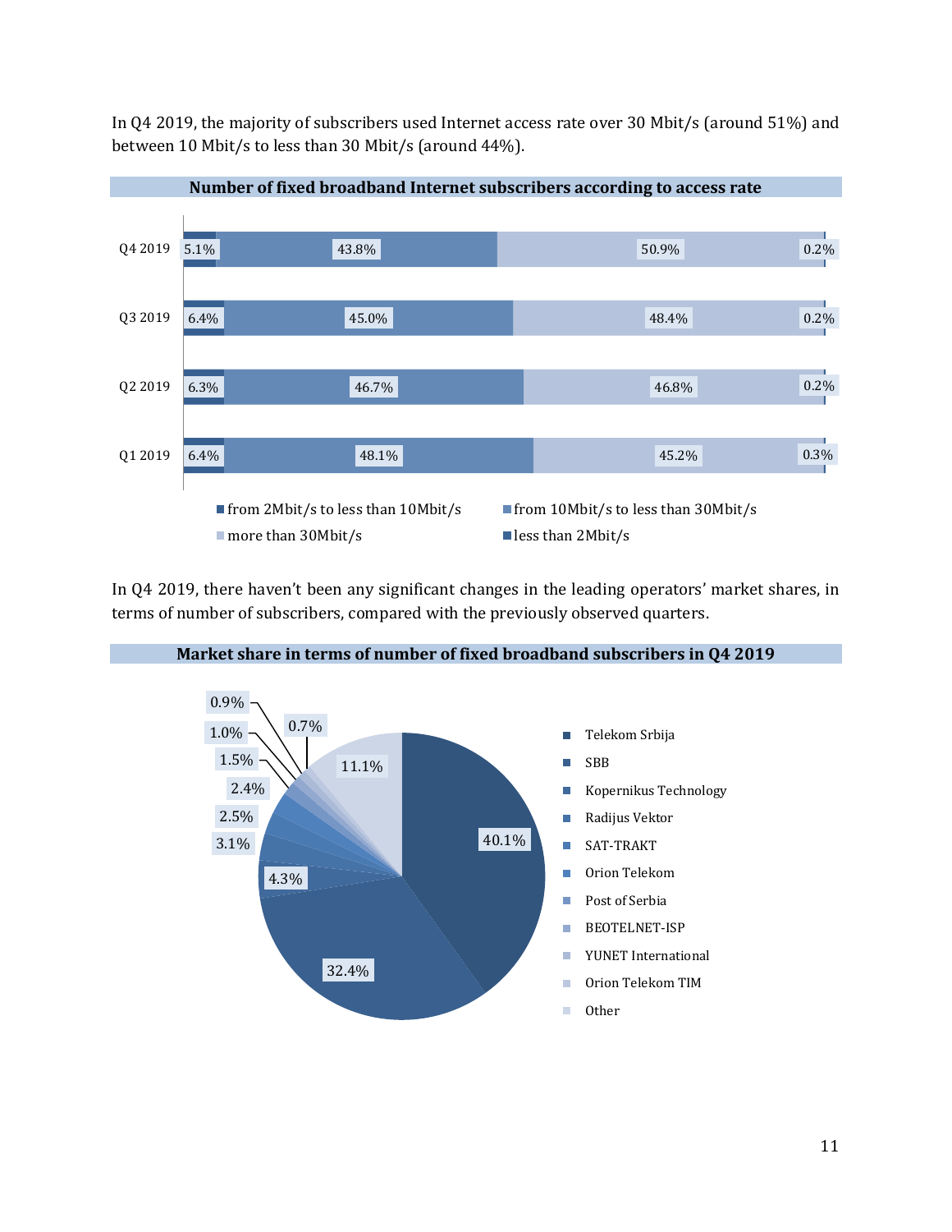In Q4 2019, the majority of subscribers used Internet access rate over 30 Mbit/s (around 51%) and between 10 Mbit/s to less than 30 Mbit/s (around 44%).

**Number of fixed broadband Internet subscribers according to access rate**

| | from 2Mbit/s to less than 10Mbit/s | from 10Mbit/s to less than 30Mbit/s | more than 30Mbit/s | less than 2Mbit/s |
|---|---|---|---|---|
| Q4 2019 | 5.1% | 43.8% | 50.9% | 0.2% |
| Q3 2019 | 6.4% | 45.0% | 48.4% | 0.2% |
| Q2 2019 | 6.3% | 46.7% | 46.8% | 0.2% |
| Q1 2019 | 6.4% | 48.1% | 45.2% | 0.3% |

In Q4 2019, there haven't been any significant changes in the leading operators' market shares, in terms of number of subscribers, compared with the previously observed quarters.

**Market share in terms of number of fixed broadband subscribers in Q4 2019**

| Operator | Market share |
|---|---|
| Telekom Srbija | 40.1% |
| SBB | 32.4% |
| Kopernikus Technology | 4.3% |
| Radijus Vektor | 3.1% |
| SAT-TRAKT | 2.5% |
| Orion Telekom | 2.4% |
| Post of Serbia | 1.5% |
| BEOTELNET-ISP | 1.0% |
| YUNET International | 0.9% |
| Orion Telekom TIM | 0.7% |
| Other | 11.1% |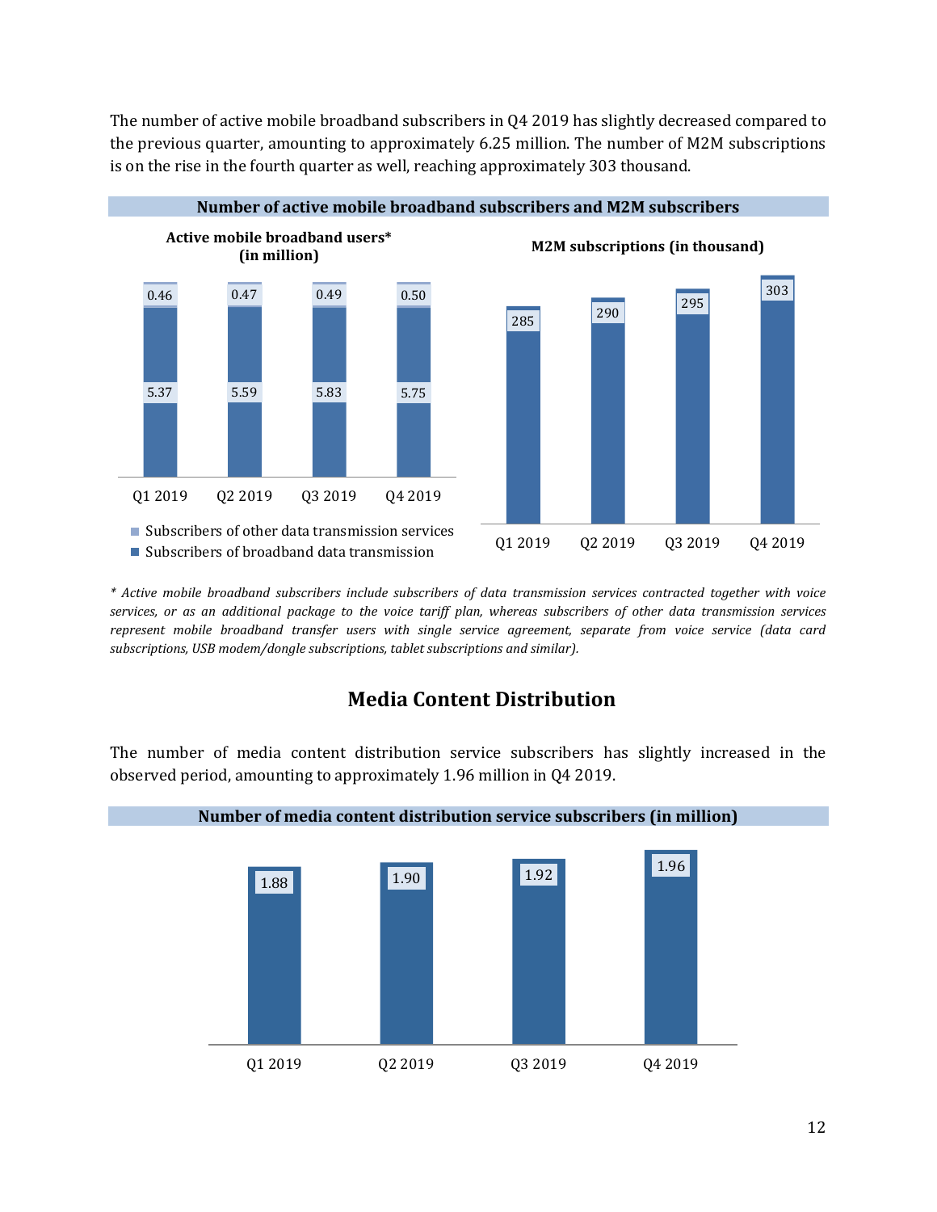The number of active mobile broadband subscribers in Q4 2019 has slightly decreased compared to the previous quarter, amounting to approximately 6.25 million. The number of M2M subscriptions is on the rise in the fourth quarter as well, reaching approximately 303 thousand.

**Number of active mobile broadband subscribers and M2M subscribers**

**Active mobile broadband users* (in million)**

| | Q1 2019 | Q2 2019 | Q3 2019 | Q4 2019 |
|---|---|---|---|---|
| Subscribers of other data transmission services | 0.46 | 0.47 | 0.49 | 0.50 |
| Subscribers of broadband data transmission | 5.37 | 5.59 | 5.83 | 5.75 |

**M2M subscriptions (in thousand)**

| Q1 2019 | Q2 2019 | Q3 2019 | Q4 2019 |
|---|---|---|---|
| 285 | 290 | 295 | 303 |

*\* Active mobile broadband subscribers include subscribers of data transmission services contracted together with voice services, or as an additional package to the voice tariff plan, whereas subscribers of other data transmission services represent mobile broadband transfer users with single service agreement, separate from voice service (data card subscriptions, USB modem/dongle subscriptions, tablet subscriptions and similar).*

## Media Content Distribution

The number of media content distribution service subscribers has slightly increased in the observed period, amounting to approximately 1.96 million in Q4 2019.

**Number of media content distribution service subscribers (in million)**

| Q1 2019 | Q2 2019 | Q3 2019 | Q4 2019 |
|---|---|---|---|
| 1.88 | 1.90 | 1.92 | 1.96 |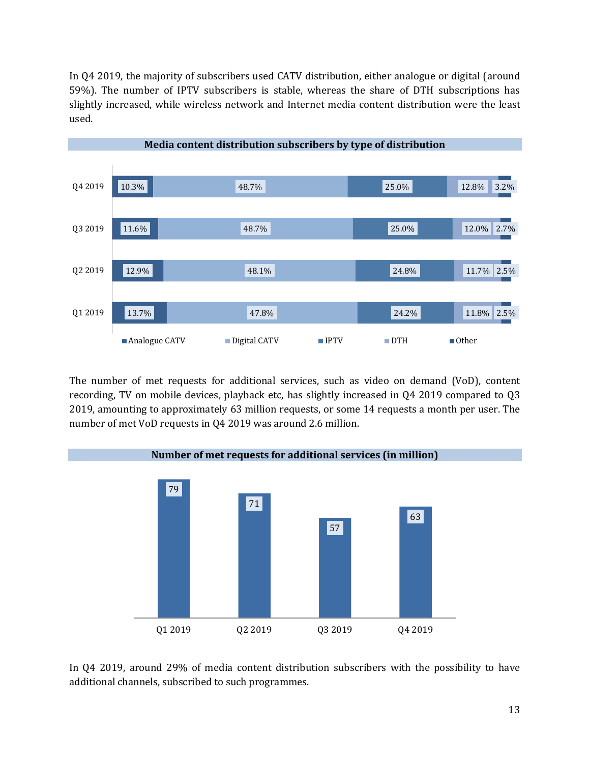In Q4 2019, the majority of subscribers used CATV distribution, either analogue or digital (around 59%). The number of IPTV subscribers is stable, whereas the share of DTH subscriptions has slightly increased, while wireless network and Internet media content distribution were the least used.

**Media content distribution subscribers by type of distribution**

| | Analogue CATV | Digital CATV | IPTV | DTH | Other |
|---|---|---|---|---|---|
| Q4 2019 | 10.3% | 48.7% | 25.0% | 12.8% | 3.2% |
| Q3 2019 | 11.6% | 48.7% | 25.0% | 12.0% | 2.7% |
| Q2 2019 | 12.9% | 48.1% | 24.8% | 11.7% | 2.5% |
| Q1 2019 | 13.7% | 47.8% | 24.2% | 11.8% | 2.5% |

The number of met requests for additional services, such as video on demand (VoD), content recording, TV on mobile devices, playback etc, has slightly increased in Q4 2019 compared to Q3 2019, amounting to approximately 63 million requests, or some 14 requests a month per user. The number of met VoD requests in Q4 2019 was around 2.6 million.

**Number of met requests for additional services (in million)**

| Q1 2019 | Q2 2019 | Q3 2019 | Q4 2019 |
|---|---|---|---|
| 79 | 71 | 57 | 63 |

In Q4 2019, around 29% of media content distribution subscribers with the possibility to have additional channels, subscribed to such programmes.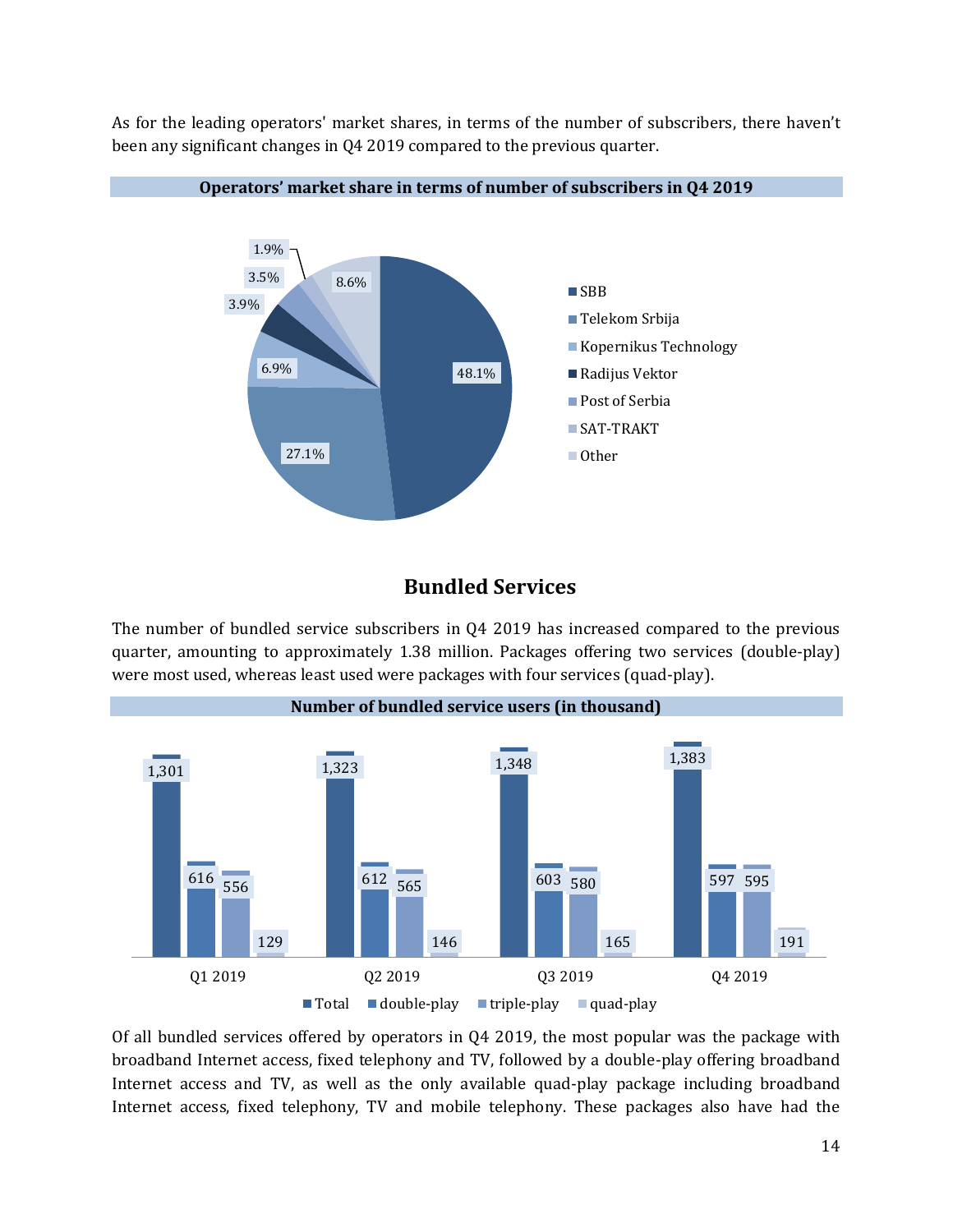As for the leading operators' market shares, in terms of the number of subscribers, there haven't been any significant changes in Q4 2019 compared to the previous quarter.

**Operators' market share in terms of number of subscribers in Q4 2019**

| Operator | Share |
|---|---|
| SBB | 48.1% |
| Telekom Srbija | 27.1% |
| Kopernikus Technology | 6.9% |
| Radijus Vektor | 3.9% |
| Post of Serbia | 3.5% |
| SAT-TRAKT | 1.9% |
| Other | 8.6% |

## Bundled Services

The number of bundled service subscribers in Q4 2019 has increased compared to the previous quarter, amounting to approximately 1.38 million. Packages offering two services (double-play) were most used, whereas least used were packages with four services (quad-play).

**Number of bundled service users (in thousand)**

| | Total | double-play | triple-play | quad-play |
|---|---|---|---|---|
| Q1 2019 | 1,301 | 616 | 556 | 129 |
| Q2 2019 | 1,323 | 612 | 565 | 146 |
| Q3 2019 | 1,348 | 603 | 580 | 165 |
| Q4 2019 | 1,383 | 597 | 595 | 191 |

Of all bundled services offered by operators in Q4 2019, the most popular was the package with broadband Internet access, fixed telephony and TV, followed by a double-play offering broadband Internet access and TV, as well as the only available quad-play package including broadband Internet access, fixed telephony, TV and mobile telephony. These packages also have had the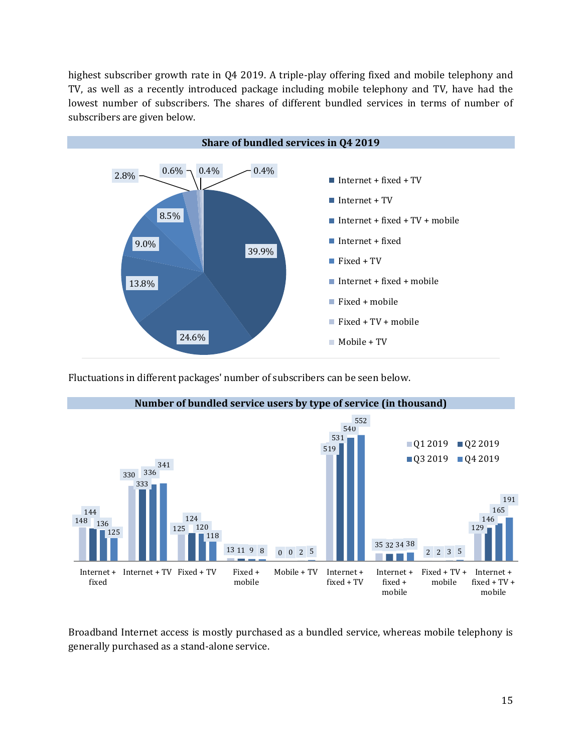highest subscriber growth rate in Q4 2019. A triple-play offering fixed and mobile telephony and TV, as well as a recently introduced package including mobile telephony and TV, have had the lowest number of subscribers. The shares of different bundled services in terms of number of subscribers are given below.

**Share of bundled services in Q4 2019**

| Bundled service | Share |
|---|---|
| Internet + fixed + TV | 39.9% |
| Internet + TV | 24.6% |
| Internet + fixed + TV + mobile | 13.8% |
| Internet + fixed | 9.0% |
| Fixed + TV | 8.5% |
| Internet + fixed + mobile | 2.8% |
| Fixed + mobile | 0.6% |
| Fixed + TV + mobile | 0.4% |
| Mobile + TV | 0.4% |

Fluctuations in different packages' number of subscribers can be seen below.

**Number of bundled service users by type of service (in thousand)**

| Type of service | Q1 2019 | Q2 2019 | Q3 2019 | Q4 2019 |
|---|---|---|---|---|
| Internet + fixed | 148 | 144 | 136 | 125 |
| Internet + TV | 330 | 333 | 336 | 341 |
| Fixed + TV | 125 | 124 | 120 | 118 |
| Fixed + mobile | 13 | 11 | 9 | 8 |
| Mobile + TV | 0 | 0 | 2 | 5 |
| Internet + fixed + TV | 519 | 531 | 540 | 552 |
| Internet + fixed + mobile | 35 | 32 | 34 | 38 |
| Fixed + TV + mobile | 2 | 2 | 3 | 5 |
| Internet + fixed + TV + mobile | 129 | 146 | 165 | 191 |

Broadband Internet access is mostly purchased as a bundled service, whereas mobile telephony is generally purchased as a stand-alone service.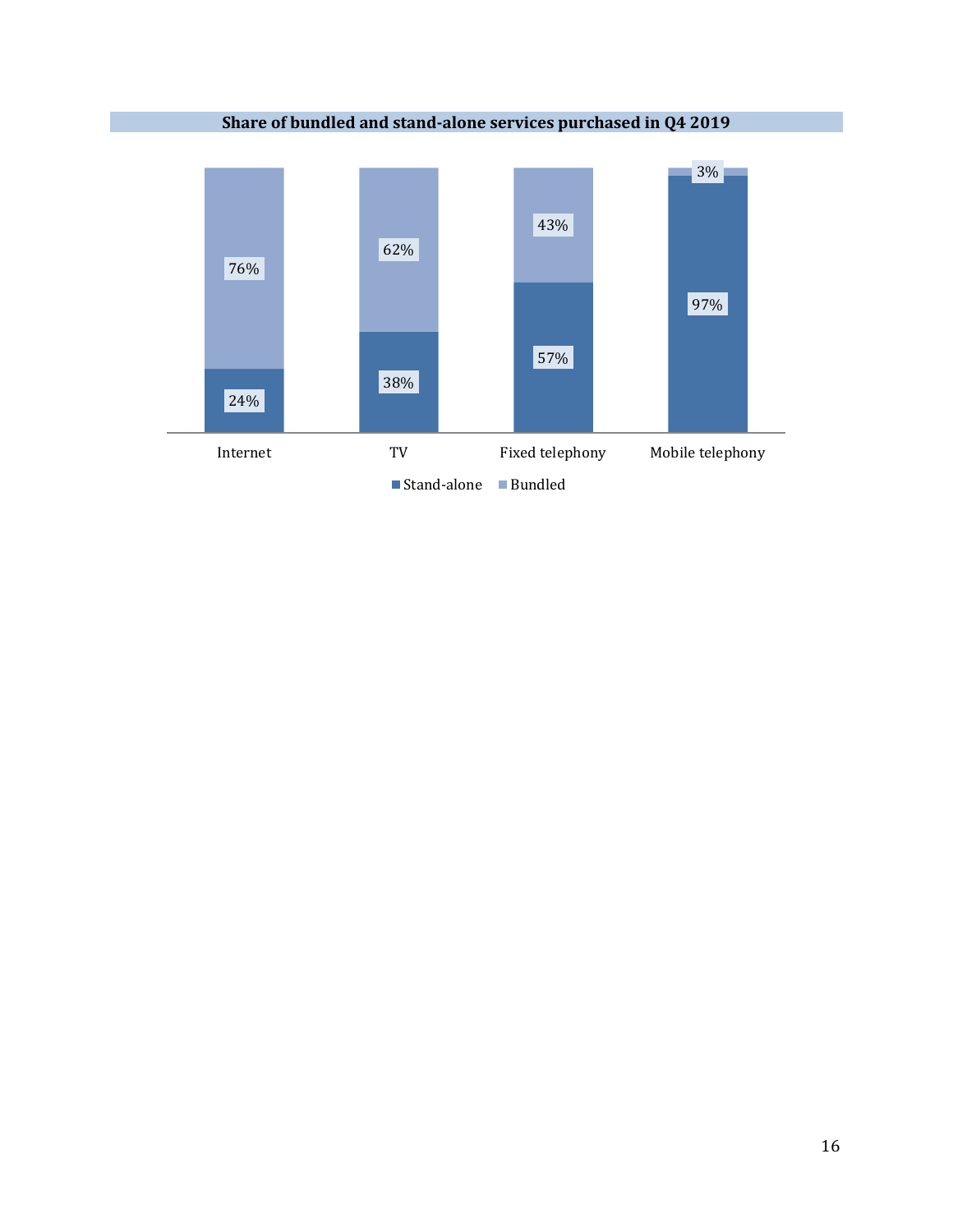**Share of bundled and stand-alone services purchased in Q4 2019**

76%
62%
43%
3%
24%
38%
57%
97%

Internet
TV
Fixed telephony
Mobile telephony

Stand-alone
Bundled